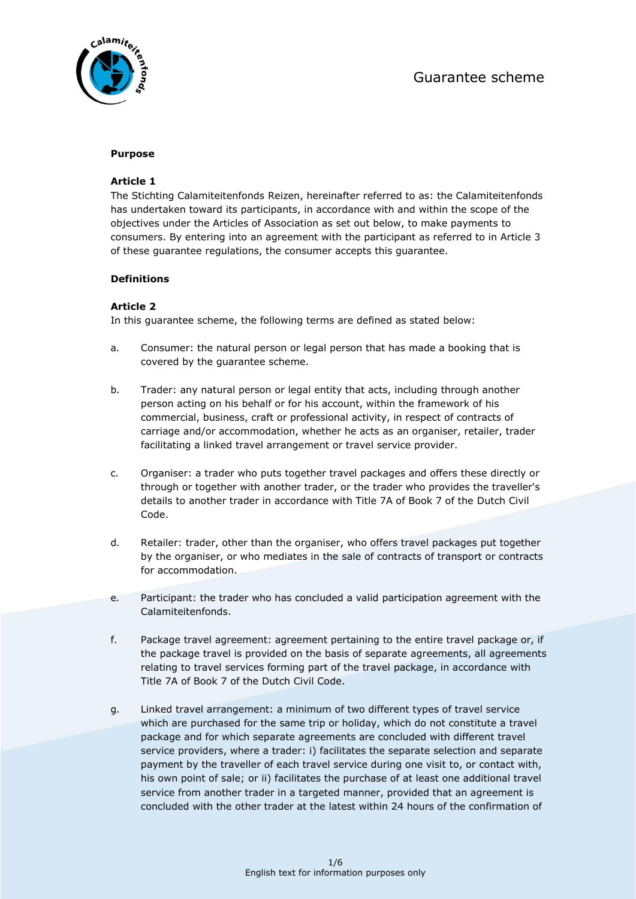# Guarantee scheme

## Purpose

### Article 1

The Stichting Calamiteitenfonds Reizen, hereinafter referred to as: the Calamiteitenfonds has undertaken toward its participants, in accordance with and within the scope of the objectives under the Articles of Association as set out below, to make payments to consumers. By entering into an agreement with the participant as referred to in Article 3 of these guarantee regulations, the consumer accepts this guarantee.

## Definitions

### Article 2

In this guarantee scheme, the following terms are defined as stated below:

a. Consumer: the natural person or legal person that has made a booking that is covered by the guarantee scheme.

b. Trader: any natural person or legal entity that acts, including through another person acting on his behalf or for his account, within the framework of his commercial, business, craft or professional activity, in respect of contracts of carriage and/or accommodation, whether he acts as an organiser, retailer, trader facilitating a linked travel arrangement or travel service provider.

c. Organiser: a trader who puts together travel packages and offers these directly or through or together with another trader, or the trader who provides the traveller's details to another trader in accordance with Title 7A of Book 7 of the Dutch Civil Code.

d. Retailer: trader, other than the organiser, who offers travel packages put together by the organiser, or who mediates in the sale of contracts of transport or contracts for accommodation.

e. Participant: the trader who has concluded a valid participation agreement with the Calamiteitenfonds.

f. Package travel agreement: agreement pertaining to the entire travel package or, if the package travel is provided on the basis of separate agreements, all agreements relating to travel services forming part of the travel package, in accordance with Title 7A of Book 7 of the Dutch Civil Code.

g. Linked travel arrangement: a minimum of two different types of travel service which are purchased for the same trip or holiday, which do not constitute a travel package and for which separate agreements are concluded with different travel service providers, where a trader: i) facilitates the separate selection and separate payment by the traveller of each travel service during one visit to, or contact with, his own point of sale; or ii) facilitates the purchase of at least one additional travel service from another trader in a targeted manner, provided that an agreement is concluded with the other trader at the latest within 24 hours of the confirmation of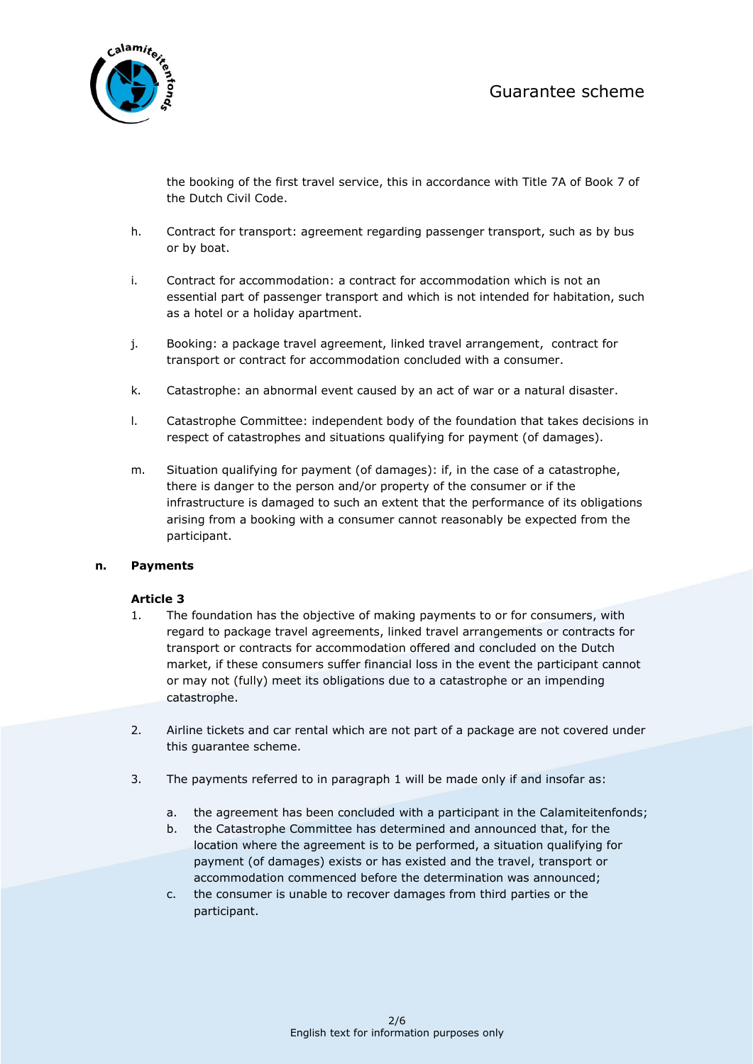the booking of the first travel service, this in accordance with Title 7A of Book 7 of the Dutch Civil Code.

h. Contract for transport: agreement regarding passenger transport, such as by bus or by boat.

i. Contract for accommodation: a contract for accommodation which is not an essential part of passenger transport and which is not intended for habitation, such as a hotel or a holiday apartment.

j. Booking: a package travel agreement, linked travel arrangement, contract for transport or contract for accommodation concluded with a consumer.

k. Catastrophe: an abnormal event caused by an act of war or a natural disaster.

l. Catastrophe Committee: independent body of the foundation that takes decisions in respect of catastrophes and situations qualifying for payment (of damages).

m. Situation qualifying for payment (of damages): if, in the case of a catastrophe, there is danger to the person and/or property of the consumer or if the infrastructure is damaged to such an extent that the performance of its obligations arising from a booking with a consumer cannot reasonably be expected from the participant.

**n. Payments**

**Article 3**

1. The foundation has the objective of making payments to or for consumers, with regard to package travel agreements, linked travel arrangements or contracts for transport or contracts for accommodation offered and concluded on the Dutch market, if these consumers suffer financial loss in the event the participant cannot or may not (fully) meet its obligations due to a catastrophe or an impending catastrophe.

2. Airline tickets and car rental which are not part of a package are not covered under this guarantee scheme.

3. The payments referred to in paragraph 1 will be made only if and insofar as:

   a. the agreement has been concluded with a participant in the Calamiteitenfonds;
   b. the Catastrophe Committee has determined and announced that, for the location where the agreement is to be performed, a situation qualifying for payment (of damages) exists or has existed and the travel, transport or accommodation commenced before the determination was announced;
   c. the consumer is unable to recover damages from third parties or the participant.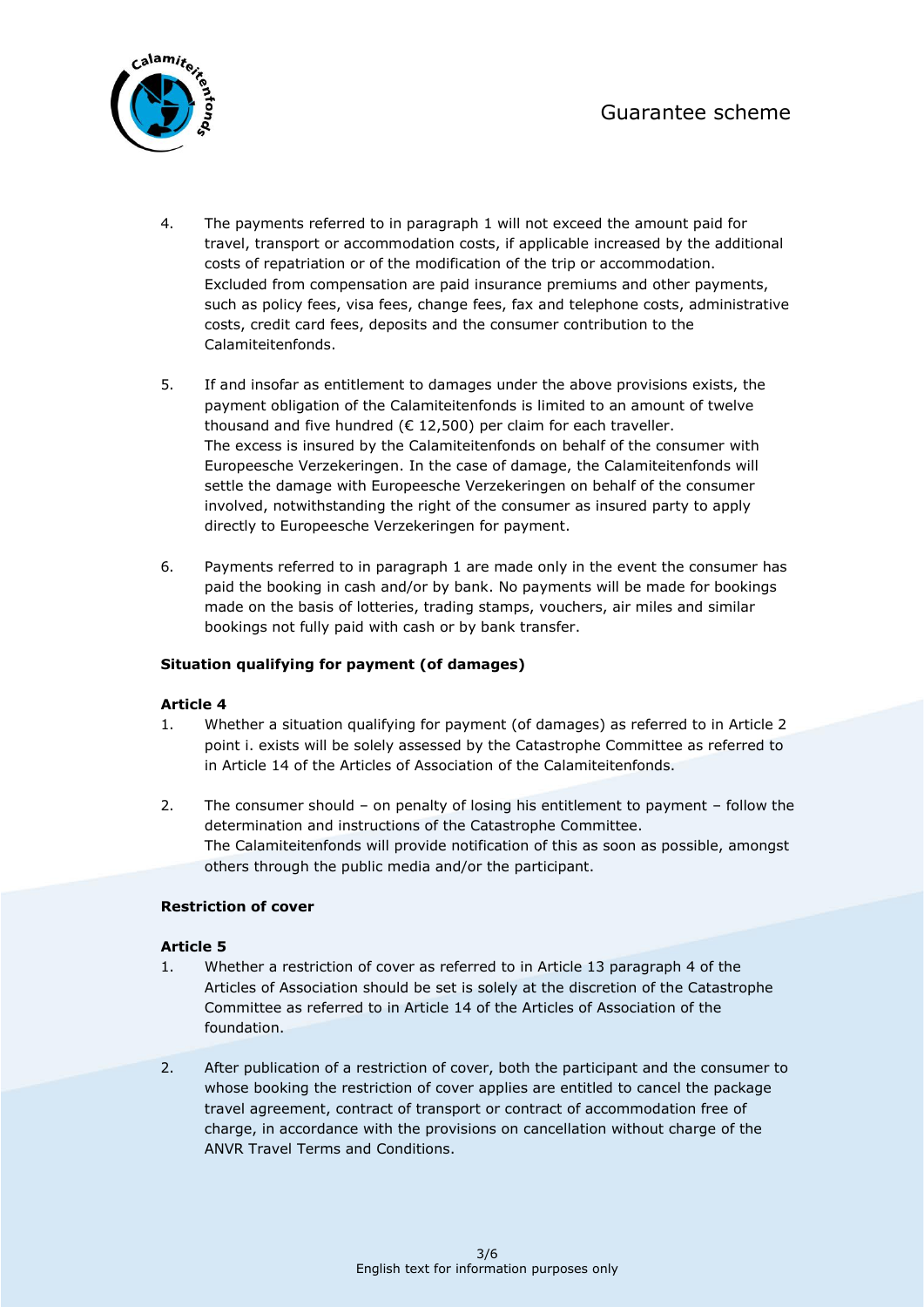4. The payments referred to in paragraph 1 will not exceed the amount paid for travel, transport or accommodation costs, if applicable increased by the additional costs of repatriation or of the modification of the trip or accommodation. Excluded from compensation are paid insurance premiums and other payments, such as policy fees, visa fees, change fees, fax and telephone costs, administrative costs, credit card fees, deposits and the consumer contribution to the Calamiteitenfonds.

5. If and insofar as entitlement to damages under the above provisions exists, the payment obligation of the Calamiteitenfonds is limited to an amount of twelve thousand and five hundred (€ 12,500) per claim for each traveller. The excess is insured by the Calamiteitenfonds on behalf of the consumer with Europeesche Verzekeringen. In the case of damage, the Calamiteitenfonds will settle the damage with Europeesche Verzekeringen on behalf of the consumer involved, notwithstanding the right of the consumer as insured party to apply directly to Europeesche Verzekeringen for payment.

6. Payments referred to in paragraph 1 are made only in the event the consumer has paid the booking in cash and/or by bank. No payments will be made for bookings made on the basis of lotteries, trading stamps, vouchers, air miles and similar bookings not fully paid with cash or by bank transfer.

**Situation qualifying for payment (of damages)**

**Article 4**

1. Whether a situation qualifying for payment (of damages) as referred to in Article 2 point i. exists will be solely assessed by the Catastrophe Committee as referred to in Article 14 of the Articles of Association of the Calamiteitenfonds.

2. The consumer should – on penalty of losing his entitlement to payment – follow the determination and instructions of the Catastrophe Committee. The Calamiteitenfonds will provide notification of this as soon as possible, amongst others through the public media and/or the participant.

**Restriction of cover**

**Article 5**

1. Whether a restriction of cover as referred to in Article 13 paragraph 4 of the Articles of Association should be set is solely at the discretion of the Catastrophe Committee as referred to in Article 14 of the Articles of Association of the foundation.

2. After publication of a restriction of cover, both the participant and the consumer to whose booking the restriction of cover applies are entitled to cancel the package travel agreement, contract of transport or contract of accommodation free of charge, in accordance with the provisions on cancellation without charge of the ANVR Travel Terms and Conditions.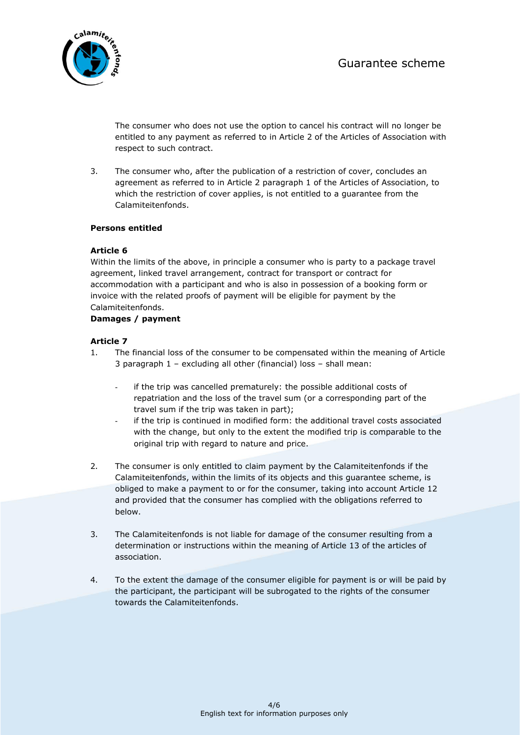The consumer who does not use the option to cancel his contract will no longer be entitled to any payment as referred to in Article 2 of the Articles of Association with respect to such contract.

3. The consumer who, after the publication of a restriction of cover, concludes an agreement as referred to in Article 2 paragraph 1 of the Articles of Association, to which the restriction of cover applies, is not entitled to a guarantee from the Calamiteitenfonds.

**Persons entitled**

**Article 6**

Within the limits of the above, in principle a consumer who is party to a package travel agreement, linked travel arrangement, contract for transport or contract for accommodation with a participant and who is also in possession of a booking form or invoice with the related proofs of payment will be eligible for payment by the Calamiteitenfonds.

**Damages / payment**

**Article 7**

1. The financial loss of the consumer to be compensated within the meaning of Article 3 paragraph 1 – excluding all other (financial) loss – shall mean:

   - if the trip was cancelled prematurely: the possible additional costs of repatriation and the loss of the travel sum (or a corresponding part of the travel sum if the trip was taken in part);
   - if the trip is continued in modified form: the additional travel costs associated with the change, but only to the extent the modified trip is comparable to the original trip with regard to nature and price.

2. The consumer is only entitled to claim payment by the Calamiteitenfonds if the Calamiteitenfonds, within the limits of its objects and this guarantee scheme, is obliged to make a payment to or for the consumer, taking into account Article 12 and provided that the consumer has complied with the obligations referred to below.

3. The Calamiteitenfonds is not liable for damage of the consumer resulting from a determination or instructions within the meaning of Article 13 of the articles of association.

4. To the extent the damage of the consumer eligible for payment is or will be paid by the participant, the participant will be subrogated to the rights of the consumer towards the Calamiteitenfonds.

English text for information purposes only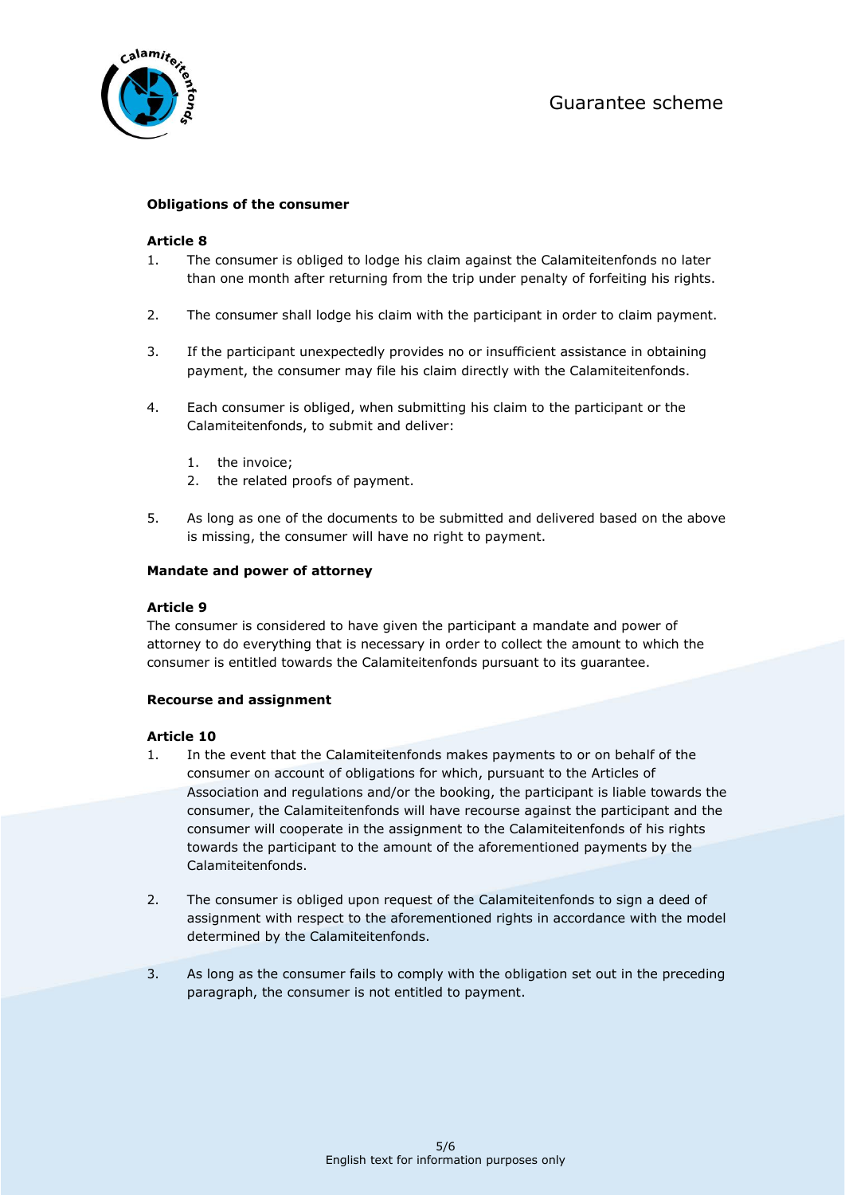**Obligations of the consumer**

**Article 8**

1. The consumer is obliged to lodge his claim against the Calamiteitenfonds no later than one month after returning from the trip under penalty of forfeiting his rights.

2. The consumer shall lodge his claim with the participant in order to claim payment.

3. If the participant unexpectedly provides no or insufficient assistance in obtaining payment, the consumer may file his claim directly with the Calamiteitenfonds.

4. Each consumer is obliged, when submitting his claim to the participant or the Calamiteitenfonds, to submit and deliver:

    1. the invoice;
    2. the related proofs of payment.

5. As long as one of the documents to be submitted and delivered based on the above is missing, the consumer will have no right to payment.

**Mandate and power of attorney**

**Article 9**

The consumer is considered to have given the participant a mandate and power of attorney to do everything that is necessary in order to collect the amount to which the consumer is entitled towards the Calamiteitenfonds pursuant to its guarantee.

**Recourse and assignment**

**Article 10**

1. In the event that the Calamiteitenfonds makes payments to or on behalf of the consumer on account of obligations for which, pursuant to the Articles of Association and regulations and/or the booking, the participant is liable towards the consumer, the Calamiteitenfonds will have recourse against the participant and the consumer will cooperate in the assignment to the Calamiteitenfonds of his rights towards the participant to the amount of the aforementioned payments by the Calamiteitenfonds.

2. The consumer is obliged upon request of the Calamiteitenfonds to sign a deed of assignment with respect to the aforementioned rights in accordance with the model determined by the Calamiteitenfonds.

3. As long as the consumer fails to comply with the obligation set out in the preceding paragraph, the consumer is not entitled to payment.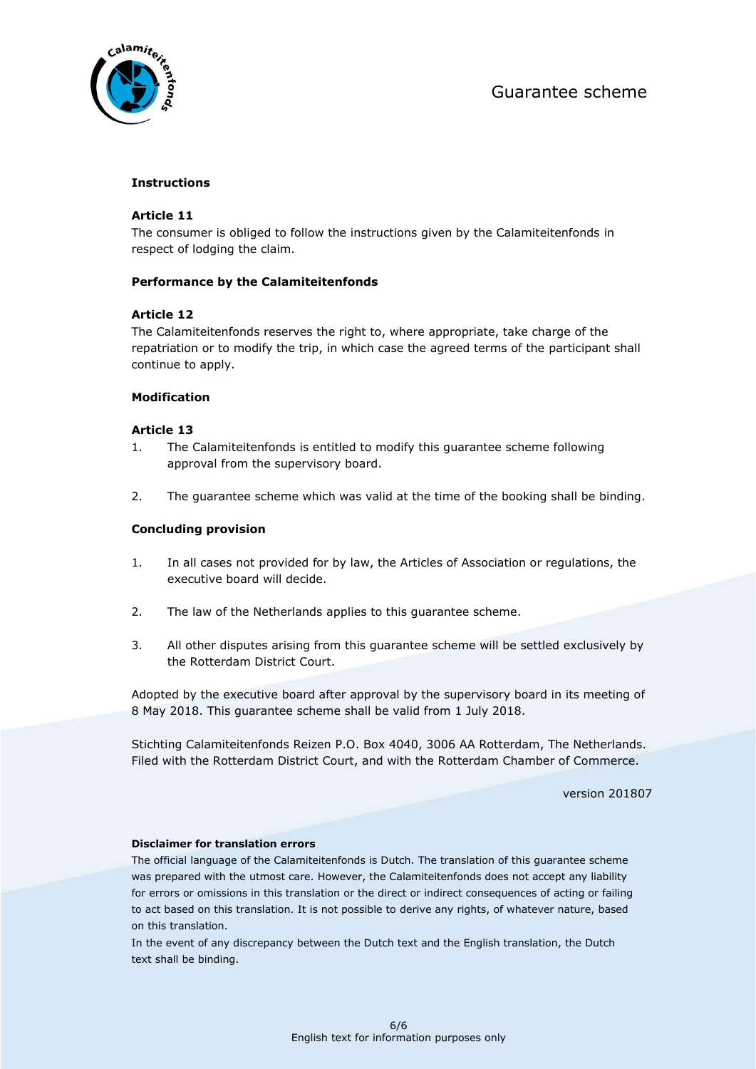**Instructions**

**Article 11**

The consumer is obliged to follow the instructions given by the Calamiteitenfonds in respect of lodging the claim.

**Performance by the Calamiteitenfonds**

**Article 12**

The Calamiteitenfonds reserves the right to, where appropriate, take charge of the repatriation or to modify the trip, in which case the agreed terms of the participant shall continue to apply.

**Modification**

**Article 13**

1. The Calamiteitenfonds is entitled to modify this guarantee scheme following approval from the supervisory board.

2. The guarantee scheme which was valid at the time of the booking shall be binding.

**Concluding provision**

1. In all cases not provided for by law, the Articles of Association or regulations, the executive board will decide.

2. The law of the Netherlands applies to this guarantee scheme.

3. All other disputes arising from this guarantee scheme will be settled exclusively by the Rotterdam District Court.

Adopted by the executive board after approval by the supervisory board in its meeting of 8 May 2018. This guarantee scheme shall be valid from 1 July 2018.

Stichting Calamiteitenfonds Reizen P.O. Box 4040, 3006 AA Rotterdam, The Netherlands. Filed with the Rotterdam District Court, and with the Rotterdam Chamber of Commerce.

version 201807

**Disclaimer for translation errors**

The official language of the Calamiteitenfonds is Dutch. The translation of this guarantee scheme was prepared with the utmost care. However, the Calamiteitenfonds does not accept any liability for errors or omissions in this translation or the direct or indirect consequences of acting or failing to act based on this translation. It is not possible to derive any rights, of whatever nature, based on this translation.

In the event of any discrepancy between the Dutch text and the English translation, the Dutch text shall be binding.

English text for information purposes only